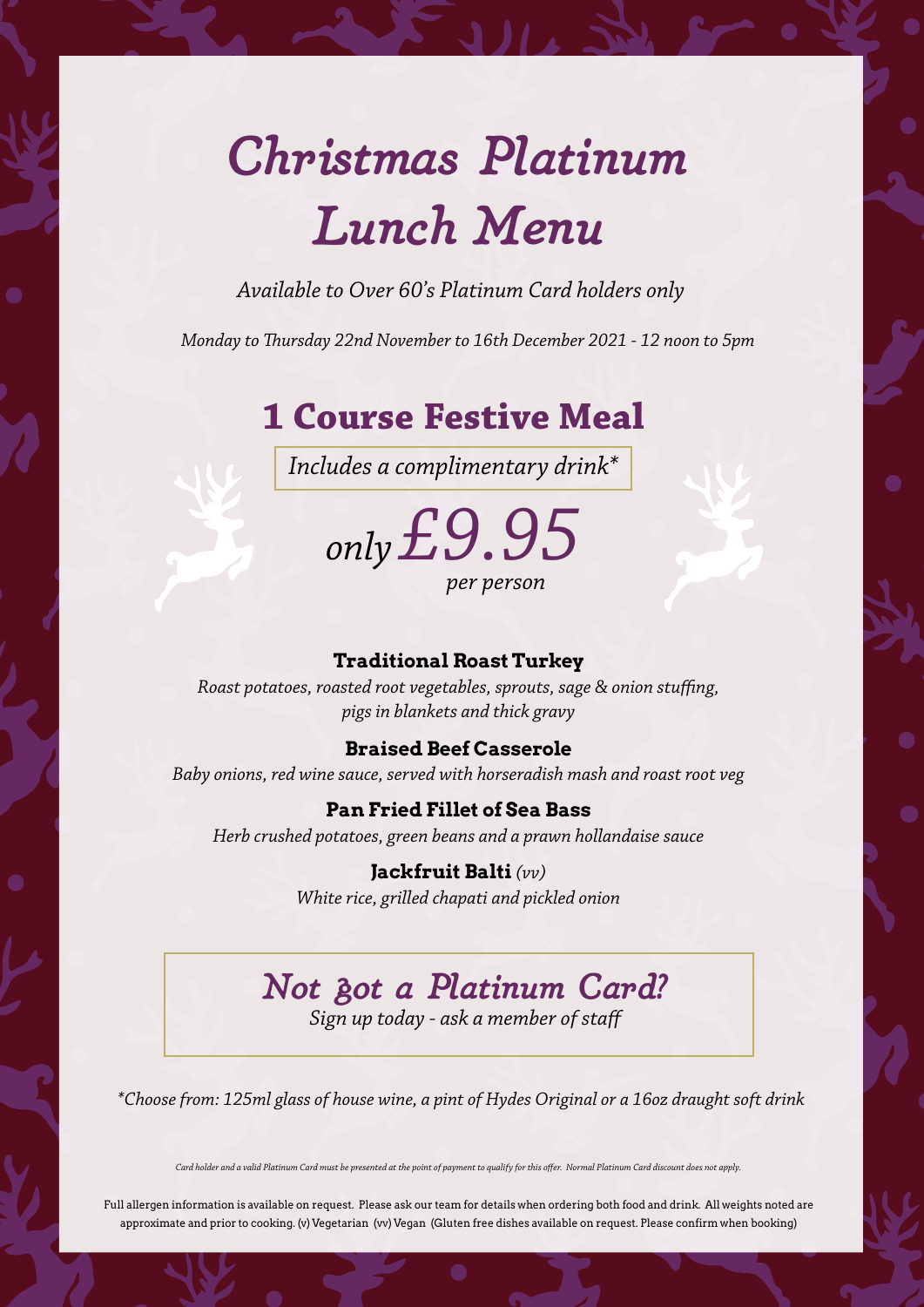# Christmas Platinum Lunch Menu

*Available to Over 60's Platinum Card holders only*

*Monday to Thursday 22nd November to 16th December 2021 - 12 noon to 5pm*

## 1 Course Festive Meal

*Includes a complimentary drink**

*only* £9.95 *per person*

**Traditional Roast Turkey**
*Roast potatoes, roasted root vegetables, sprouts, sage & onion stuffing, pigs in blankets and thick gravy*

**Braised Beef Casserole**
*Baby onions, red wine sauce, served with horseradish mash and roast root veg*

**Pan Fried Fillet of Sea Bass**
*Herb crushed potatoes, green beans and a prawn hollandaise sauce*

**Jackfruit Balti** *(vv)*
*White rice, grilled chapati and pickled onion*

## Not got a Platinum Card?

*Sign up today - ask a member of staff*

**Choose from: 125ml glass of house wine, a pint of Hydes Original or a 16oz draught soft drink*

*Card holder and a valid Platinum Card must be presented at the point of payment to qualify for this offer. Normal Platinum Card discount does not apply.*

Full allergen information is available on request. Please ask our team for details when ordering both food and drink. All weights noted are approximate and prior to cooking. (v) Vegetarian (vv) Vegan (Gluten free dishes available on request. Please confirm when booking)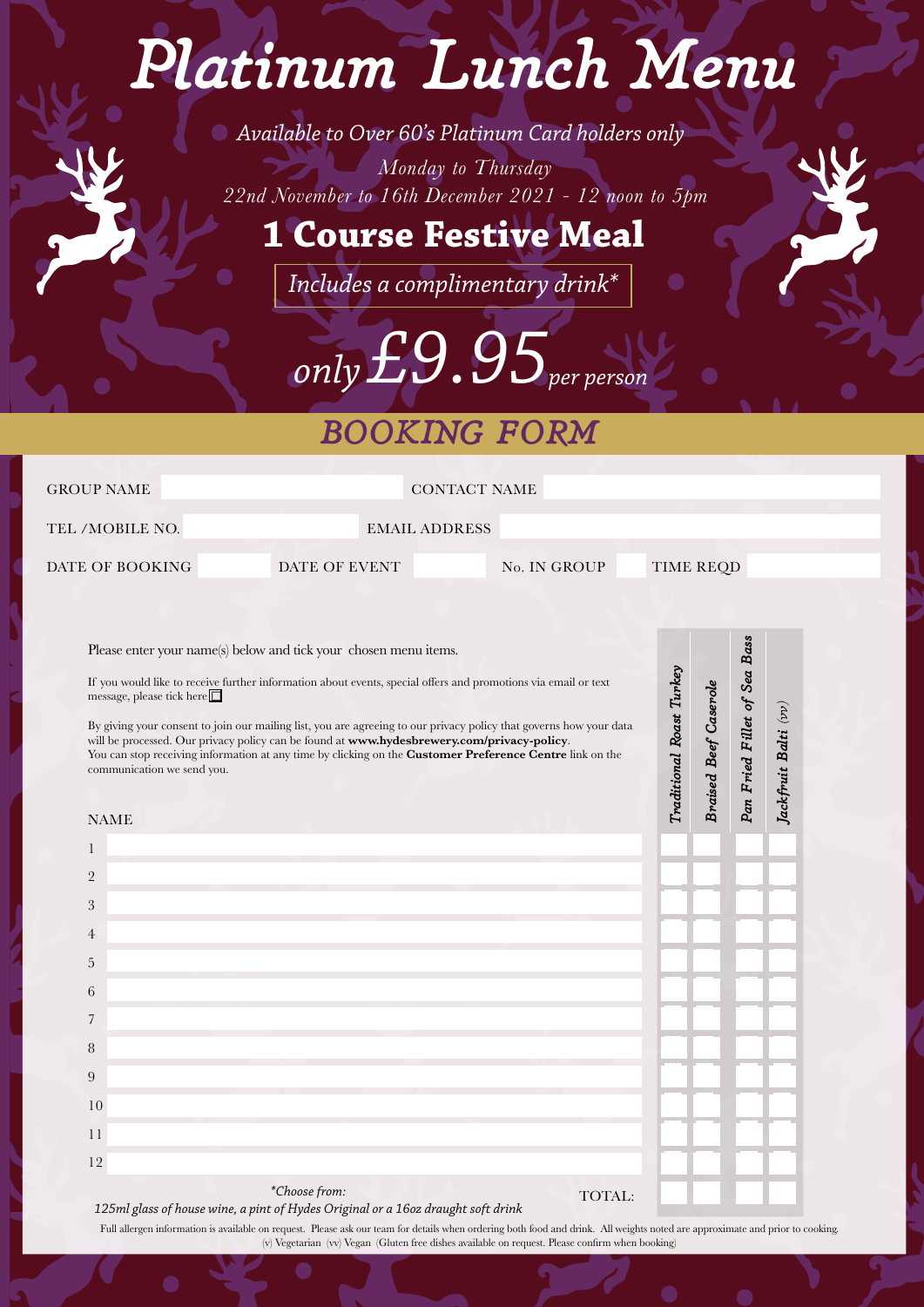# Platinum Lunch Menu

*Available to Over 60's Platinum Card holders only*

*Monday to Thursday*

*22nd November to 16th December 2021 - 12 noon to 5pm*

## 1 Course Festive Meal

*Includes a complimentary drink**

*only* £9.95 *per person*

## BOOKING FORM

GROUP NAME

CONTACT NAME

TEL /MOBILE NO.

EMAIL ADDRESS

DATE OF BOOKING

DATE OF EVENT

No. IN GROUP

TIME REQD

Please enter your name(s) below and tick your chosen menu items.

If you would like to receive further information about events, special offers and promotions via email or text message, please tick here ☐

By giving your consent to join our mailing list, you are agreeing to our privacy policy that governs how your data will be processed. Our privacy policy can be found at **www.hydesbrewery.com/privacy-policy**. You can stop receiving information at any time by clicking on the **Customer Preference Centre** link on the communication we send you.

| | NAME | *Traditional Roast Turkey* | *Braised Beef Casserole* | *Pan Fried Fillet of Sea Bass* | *Jackfruit Balti (vv)* |
|---|---|---|---|---|---|
| 1 | | | | | |
| 2 | | | | | |
| 3 | | | | | |
| 4 | | | | | |
| 5 | | | | | |
| 6 | | | | | |
| 7 | | | | | |
| 8 | | | | | |
| 9 | | | | | |
| 10 | | | | | |
| 11 | | | | | |
| 12 | | | | | |
| | TOTAL: | | | | |

**Choose from:*
*125ml glass of house wine, a pint of Hydes Original or a 16oz draught soft drink*

Full allergen information is available on request. Please ask our team for details when ordering both food and drink. All weights noted are approximate and prior to cooking. (v) Vegetarian (vv) Vegan (Gluten free dishes available on request. Please confirm when booking)